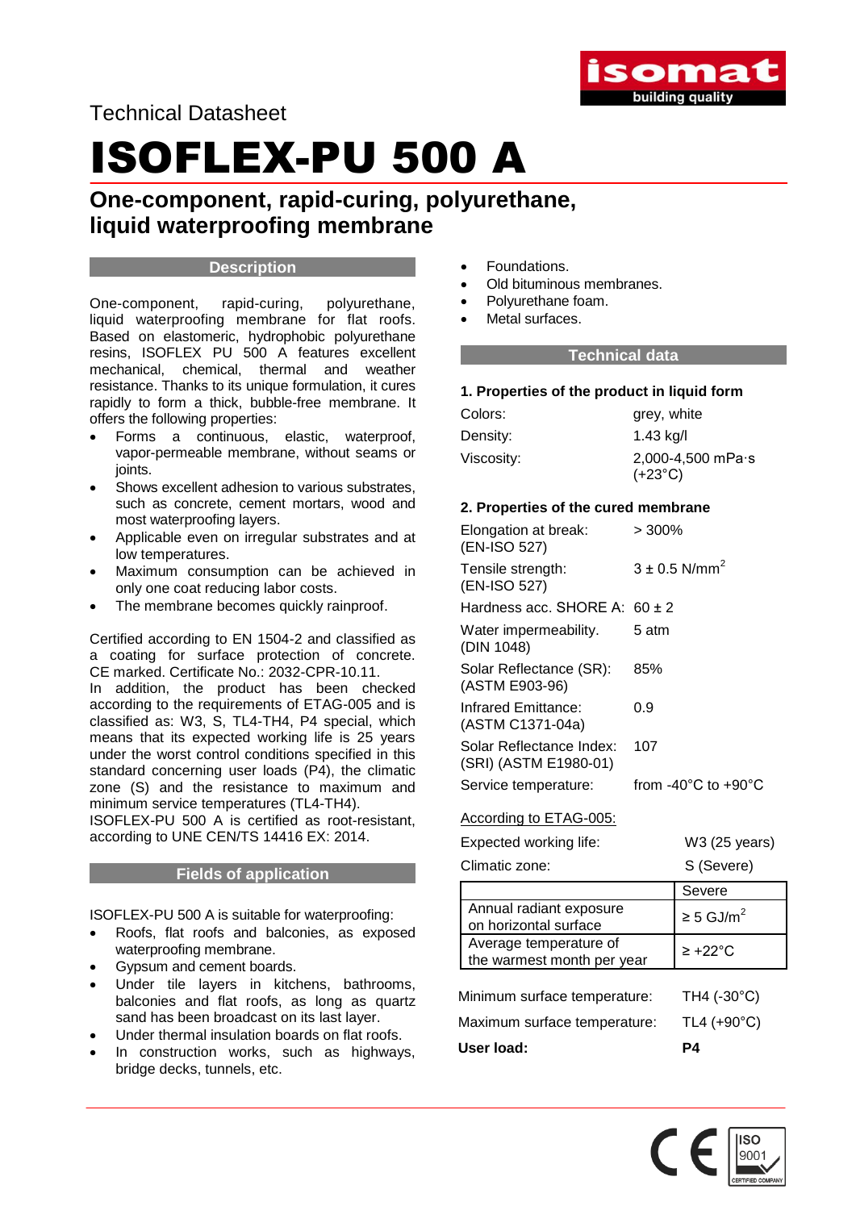Technical Datasheet

# ISOFLEX-PU 500 A

## One-component, rapid-curing, polyurethane, liquid waterproofing membrane

### Description

One-component, rapid-curing, polyurethane, liquid waterproofing membrane for flat roofs. Based on elastomeric, hydrophobic polyurethane resins, ISOFLEX PU 500 A features excellent mechanical, chemical, thermal and weather resistance. Thanks to its unique formulation, it cures rapidly to form a thick, bubble-free membrane. It offers the following properties:

- Forms a continuous, elastic, waterproof, vapor-permeable membrane, without seams or joints.
- Shows excellent adhesion to various substrates, such as concrete, cement mortars, wood and most waterproofing layers.
- Applicable even on irregular substrates and at low temperatures.
- Maximum consumption can be achieved in only one coat reducing labor costs.
- The membrane becomes quickly rainproof.

Certified according to EN 1504-2 and classified as a coating for surface protection of concrete. CE marked. Certificate No.: 2032-CPR-10.11.
In addition, the product has been checked according to the requirements of ETAG-005 and is classified as: W3, S, TL4-TH4, P4 special, which means that its expected working life is 25 years under the worst control conditions specified in this standard concerning user loads (P4), the climatic zone (S) and the resistance to maximum and minimum service temperatures (TL4-TH4).
ISOFLEX-PU 500 A is certified as root-resistant, according to UNE CEN/TS 14416 EX: 2014.

### Fields of application

ISOFLEX-PU 500 A is suitable for waterproofing:

- Roofs, flat roofs and balconies, as exposed waterproofing membrane.
- Gypsum and cement boards.
- Under tile layers in kitchens, bathrooms, balconies and flat roofs, as long as quartz sand has been broadcast on its last layer.
- Under thermal insulation boards on flat roofs.
- In construction works, such as highways, bridge decks, tunnels, etc.
- Foundations.
- Old bituminous membranes.
- Polyurethane foam.
- Metal surfaces.

### Technical data

**1. Properties of the product in liquid form**

| | |
|---|---|
| Colors: | grey, white |
| Density: | 1.43 kg/l |
| Viscosity: | 2,000-4,500 mPa·s (+23°C) |

**2. Properties of the cured membrane**

| | |
|---|---|
| Elongation at break: (EN-ISO 527) | > 300% |
| Tensile strength: (EN-ISO 527) | 3 ± 0.5 N/mm$^2$ |
| Hardness acc. SHORE A: | 60 ± 2 |
| Water impermeability. (DIN 1048) | 5 atm |
| Solar Reflectance (SR): (ASTM E903-96) | 85% |
| Infrared Emittance: (ASTM C1371-04a) | 0.9 |
| Solar Reflectance Index: (SRI) (ASTM E1980-01) | 107 |
| Service temperature: | from -40°C to +90°C |

According to ETAG-005:

| | |
|---|---|
| Expected working life: | W3 (25 years) |
| Climatic zone: | S (Severe) |

| | Severe |
|---|---|
| Annual radiant exposure on horizontal surface | ≥ 5 GJ/m$^2$ |
| Average temperature of the warmest month per year | ≥ +22°C |

| | |
|---|---|
| Minimum surface temperature: | TH4 (-30°C) |
| Maximum surface temperature: | TL4 (+90°C) |
| **User load:** | **P4** |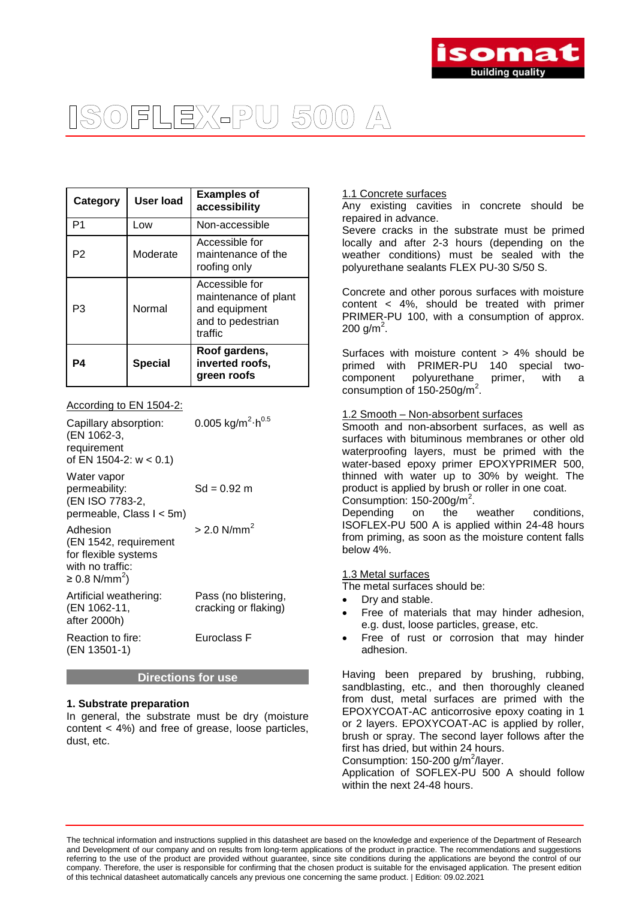# ISOFLEX-PU 500 A

| Category | User load | Examples of accessibility |
|---|---|---|
| P1 | Low | Non-accessible |
| P2 | Moderate | Accessible for maintenance of the roofing only |
| P3 | Normal | Accessible for maintenance of plant and equipment and to pedestrian traffic |
| **P4** | **Special** | **Roof gardens, inverted roofs, green roofs** |

According to EN 1504-2:

| | |
|---|---|
| Capillary absorption: (EN 1062-3, requirement of EN 1504-2: w < 0.1) | 0.005 kg/m$^2$·h$^{0.5}$ |
| Water vapor permeability: (EN ISO 7783-2, permeable, Class I < 5m) | Sd = 0.92 m |
| Adhesion (EN 1542, requirement for flexible systems with no traffic: ≥ 0.8 N/mm$^2$) | > 2.0 N/mm$^2$ |
| Artificial weathering: (EN 1062-11, after 2000h) | Pass (no blistering, cracking or flaking) |
| Reaction to fire: (EN 13501-1) | Euroclass F |

## Directions for use

**1. Substrate preparation**

In general, the substrate must be dry (moisture content < 4%) and free of grease, loose particles, dust, etc.

1.1 Concrete surfaces

Any existing cavities in concrete should be repaired in advance.

Severe cracks in the substrate must be primed locally and after 2-3 hours (depending on the weather conditions) must be sealed with the polyurethane sealants FLEX PU-30 S/50 S.

Concrete and other porous surfaces with moisture content < 4%, should be treated with primer PRIMER-PU 100, with a consumption of approx. 200 g/m$^2$.

Surfaces with moisture content > 4% should be primed with PRIMER-PU 140 special two-component polyurethane primer, with a consumption of 150-250g/m$^2$.

1.2 Smooth – Non-absorbent surfaces

Smooth and non-absorbent surfaces, as well as surfaces with bituminous membranes or other old waterproofing layers, must be primed with the water-based epoxy primer EPOXYPRIMER 500, thinned with water up to 30% by weight. The product is applied by brush or roller in one coat.
Consumption: 150-200g/m$^2$.
Depending on the weather conditions, ISOFLEX-PU 500 A is applied within 24-48 hours from priming, as soon as the moisture content falls below 4%.

1.3 Metal surfaces

The metal surfaces should be:

- Dry and stable.
- Free of materials that may hinder adhesion, e.g. dust, loose particles, grease, etc.
- Free of rust or corrosion that may hinder adhesion.

Having been prepared by brushing, rubbing, sandblasting, etc., and then thoroughly cleaned from dust, metal surfaces are primed with the EPOXYCOAT-AC anticorrosive epoxy coating in 1 or 2 layers. EPOXYCOAT-AC is applied by roller, brush or spray. The second layer follows after the first has dried, but within 24 hours.
Consumption: 150-200 g/m$^2$/layer.
Application of SOFLEX-PU 500 A should follow within the next 24-48 hours.

The technical information and instructions supplied in this datasheet are based on the knowledge and experience of the Department of Research and Development of our company and on results from long-term applications of the product in practice. The recommendations and suggestions referring to the use of the product are provided without guarantee, since site conditions during the applications are beyond the control of our company. Therefore, the user is responsible for confirming that the chosen product is suitable for the envisaged application. The present edition of this technical datasheet automatically cancels any previous one concerning the same product. | Edition: 09.02.2021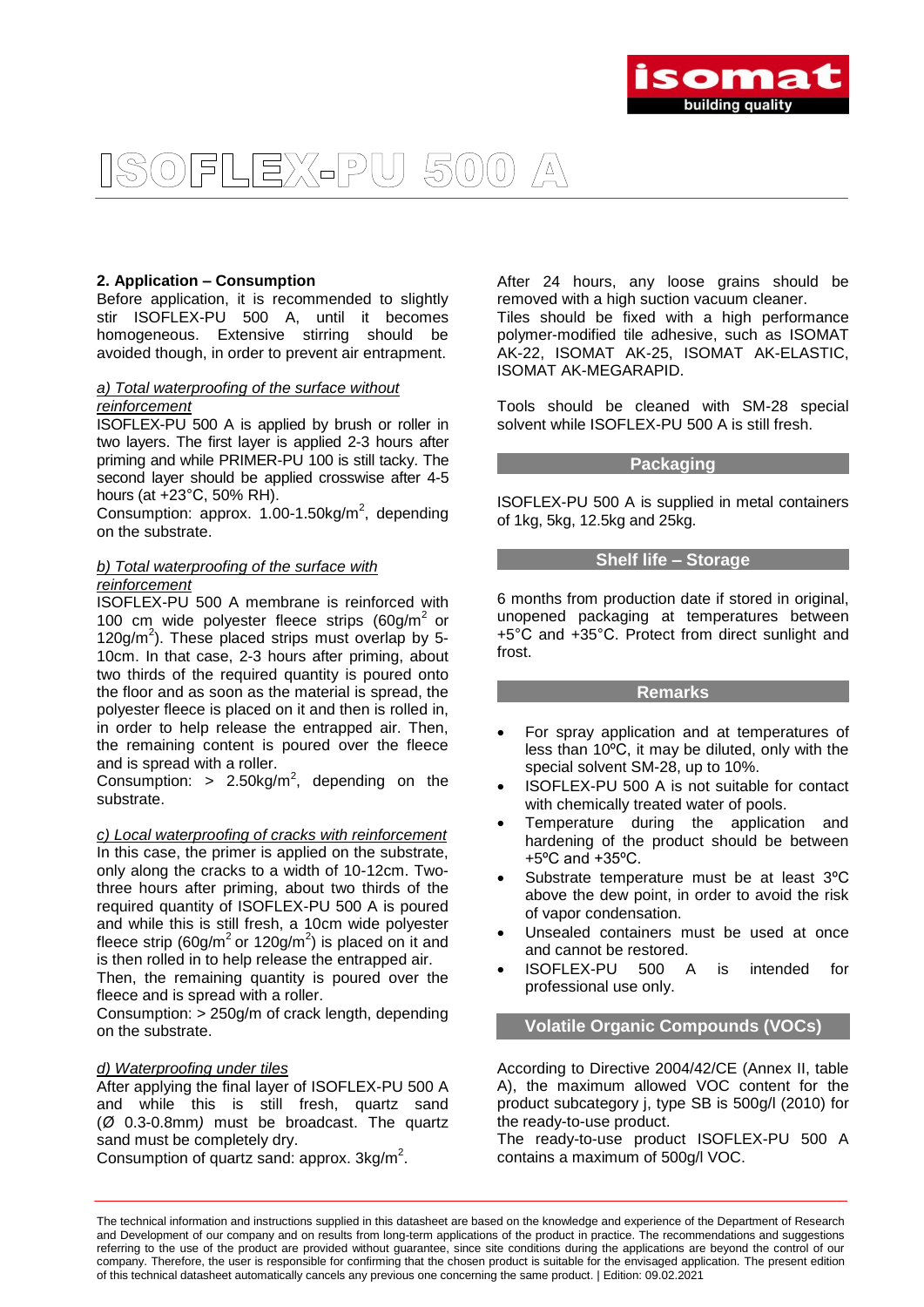# ISOFLEX-PU 500 A

**2. Application – Consumption**

Before application, it is recommended to slightly stir ISOFLEX-PU 500 A, until it becomes homogeneous. Extensive stirring should be avoided though, in order to prevent air entrapment.

*a) Total waterproofing of the surface without reinforcement*

ISOFLEX-PU 500 A is applied by brush or roller in two layers. The first layer is applied 2-3 hours after priming and while PRIMER-PU 100 is still tacky. The second layer should be applied crosswise after 4-5 hours (at +23°C, 50% RH).

Consumption: approx. 1.00-1.50kg/m$^2$, depending on the substrate.

*b) Total waterproofing of the surface with reinforcement*

ISOFLEX-PU 500 A membrane is reinforced with 100 cm wide polyester fleece strips (60g/m$^2$ or 120g/m$^2$). These placed strips must overlap by 5-10cm. In that case, 2-3 hours after priming, about two thirds of the required quantity is poured onto the floor and as soon as the material is spread, the polyester fleece is placed on it and then is rolled in, in order to help release the entrapped air. Then, the remaining content is poured over the fleece and is spread with a roller.

Consumption: > 2.50kg/m$^2$, depending on the substrate.

*c) Local waterproofing of cracks with reinforcement*

In this case, the primer is applied on the substrate, only along the cracks to a width of 10-12cm. Two-three hours after priming, about two thirds of the required quantity of ISOFLEX-PU 500 A is poured and while this is still fresh, a 10cm wide polyester fleece strip (60g/m$^2$ or 120g/m$^2$) is placed on it and is then rolled in to help release the entrapped air.

Then, the remaining quantity is poured over the fleece and is spread with a roller.

Consumption: > 250g/m of crack length, depending on the substrate.

*d) Waterproofing under tiles*

After applying the final layer of ISOFLEX-PU 500 A and while this is still fresh, quartz sand (Ø 0.3-0.8mm) must be broadcast. The quartz sand must be completely dry.

Consumption of quartz sand: approx. 3kg/m$^2$.

After 24 hours, any loose grains should be removed with a high suction vacuum cleaner.

Tiles should be fixed with a high performance polymer-modified tile adhesive, such as ISOMAT AK-22, ISOMAT AK-25, ISOMAT AK-ELASTIC, ISOMAT AK-MEGARAPID.

Tools should be cleaned with SM-28 special solvent while ISOFLEX-PU 500 A is still fresh.

## Packaging

ISOFLEX-PU 500 A is supplied in metal containers of 1kg, 5kg, 12.5kg and 25kg.

## Shelf life – Storage

6 months from production date if stored in original, unopened packaging at temperatures between +5°C and +35°C. Protect from direct sunlight and frost.

## Remarks

- For spray application and at temperatures of less than 10ºC, it may be diluted, only with the special solvent SM-28, up to 10%.
- ISOFLEX-PU 500 A is not suitable for contact with chemically treated water of pools.
- Temperature during the application and hardening of the product should be between +5ºC and +35ºC.
- Substrate temperature must be at least 3ºC above the dew point, in order to avoid the risk of vapor condensation.
- Unsealed containers must be used at once and cannot be restored.
- ISOFLEX-PU 500 A is intended for professional use only.

## Volatile Organic Compounds (VOCs)

According to Directive 2004/42/CE (Annex II, table A), the maximum allowed VOC content for the product subcategory j, type SB is 500g/l (2010) for the ready-to-use product.

The ready-to-use product ISOFLEX-PU 500 A contains a maximum of 500g/l VOC.

The technical information and instructions supplied in this datasheet are based on the knowledge and experience of the Department of Research and Development of our company and on results from long-term applications of the product in practice. The recommendations and suggestions referring to the use of the product are provided without guarantee, since site conditions during the applications are beyond the control of our company. Therefore, the user is responsible for confirming that the chosen product is suitable for the envisaged application. The present edition of this technical datasheet automatically cancels any previous one concerning the same product. | Edition: 09.02.2021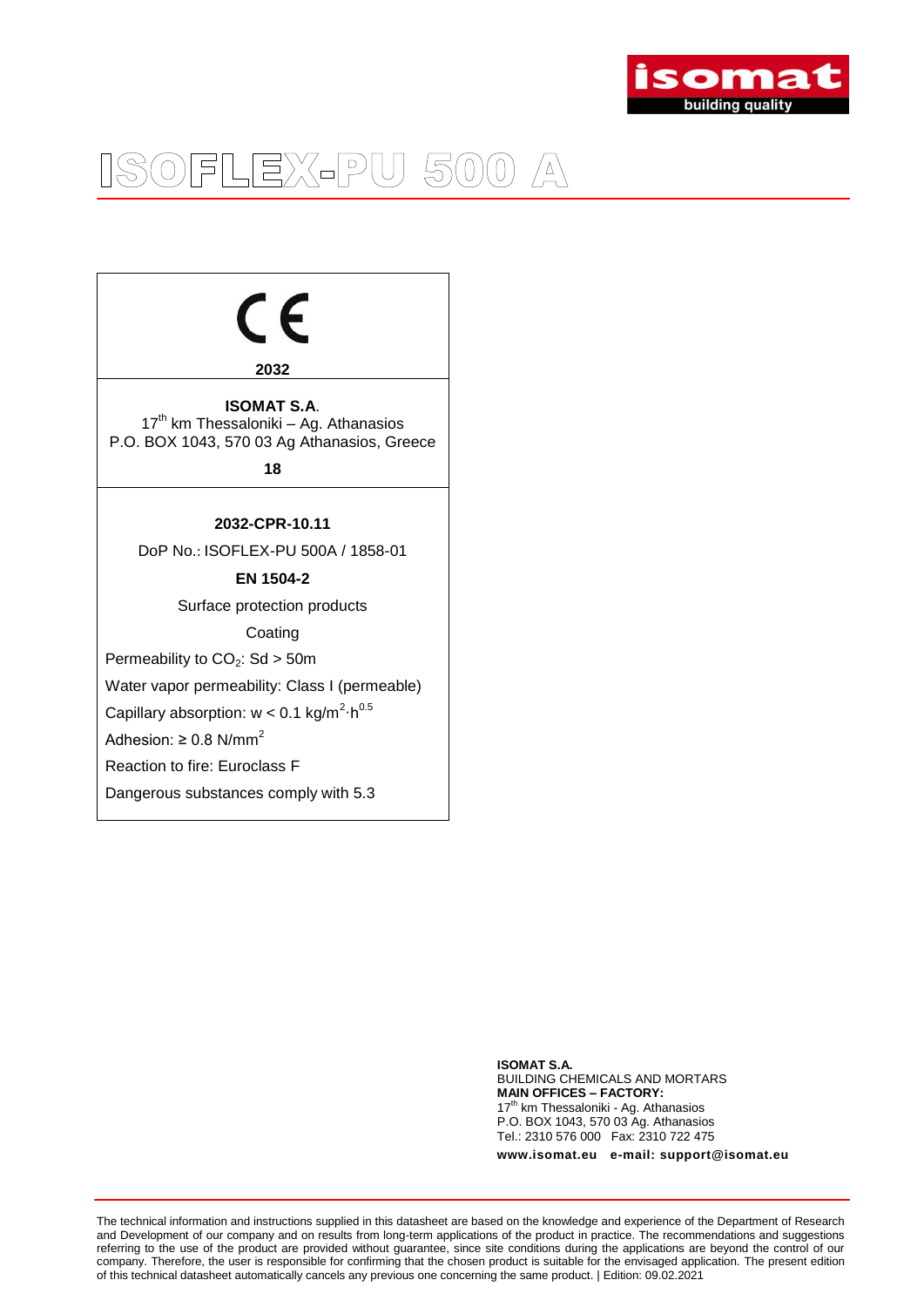# ISOFLEX-PU 500 A

CE

**2032**

**ISOMAT S.A.**
17th km Thessaloniki – Ag. Athanasios
P.O. BOX 1043, 570 03 Ag Athanasios, Greece

**18**

**2032-CPR-10.11**

DoP No.: ISOFLEX-PU 500A / 1858-01

**EN 1504-2**

Surface protection products

Coating

Permeability to $CO_2$: Sd > 50m

Water vapor permeability: Class I (permeable)

Capillary absorption: w < 0.1 $kg/m^2 \cdot h^{0.5}$

Adhesion: ≥ 0.8 $N/mm^2$

Reaction to fire: Euroclass F

Dangerous substances comply with 5.3

**ISOMAT S.A.**
BUILDING CHEMICALS AND MORTARS
**MAIN OFFICES – FACTORY:**
17th km Thessaloniki - Ag. Athanasios
P.O. BOX 1043, 570 03 Ag. Athanasios
Tel.: 2310 576 000 Fax: 2310 722 475
**www.isomat.eu e-mail: support@isomat.eu**

The technical information and instructions supplied in this datasheet are based on the knowledge and experience of the Department of Research and Development of our company and on results from long-term applications of the product in practice. The recommendations and suggestions referring to the use of the product are provided without guarantee, since site conditions during the applications are beyond the control of our company. Therefore, the user is responsible for confirming that the chosen product is suitable for the envisaged application. The present edition of this technical datasheet automatically cancels any previous one concerning the same product. | Edition: 09.02.2021